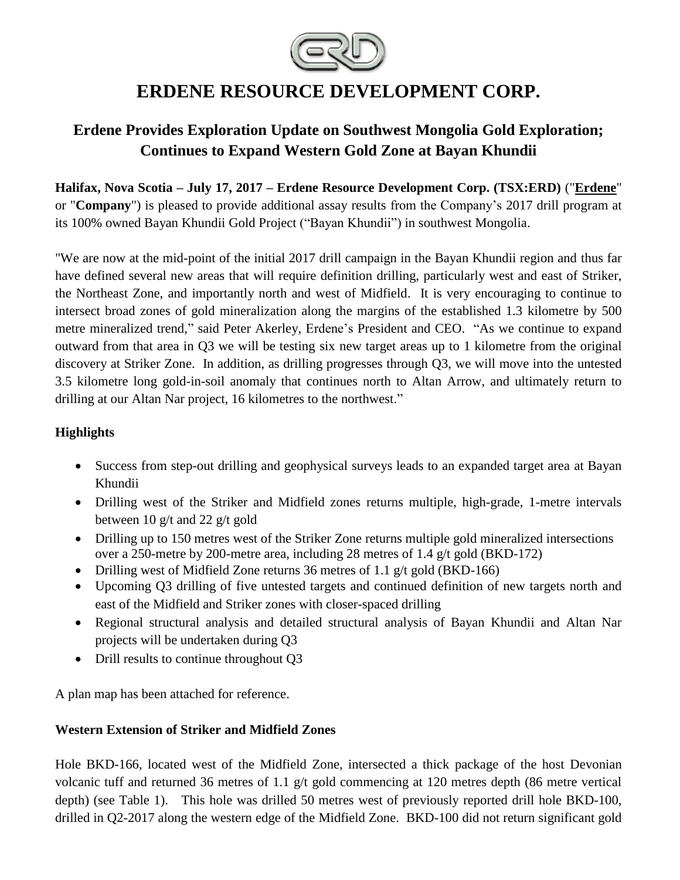# ERDENE RESOURCE DEVELOPMENT CORP.

## Erdene Provides Exploration Update on Southwest Mongolia Gold Exploration; Continues to Expand Western Gold Zone at Bayan Khundii

**Halifax, Nova Scotia – July 17, 2017 – Erdene Resource Development Corp. (TSX:ERD)** ("**Erdene**" or "**Company**") is pleased to provide additional assay results from the Company's 2017 drill program at its 100% owned Bayan Khundii Gold Project ("Bayan Khundii") in southwest Mongolia.

"We are now at the mid-point of the initial 2017 drill campaign in the Bayan Khundii region and thus far have defined several new areas that will require definition drilling, particularly west and east of Striker, the Northeast Zone, and importantly north and west of Midfield. It is very encouraging to continue to intersect broad zones of gold mineralization along the margins of the established 1.3 kilometre by 500 metre mineralized trend," said Peter Akerley, Erdene's President and CEO. "As we continue to expand outward from that area in Q3 we will be testing six new target areas up to 1 kilometre from the original discovery at Striker Zone. In addition, as drilling progresses through Q3, we will move into the untested 3.5 kilometre long gold-in-soil anomaly that continues north to Altan Arrow, and ultimately return to drilling at our Altan Nar project, 16 kilometres to the northwest."

### Highlights

- Success from step-out drilling and geophysical surveys leads to an expanded target area at Bayan Khundii
- Drilling west of the Striker and Midfield zones returns multiple, high-grade, 1-metre intervals between 10 g/t and 22 g/t gold
- Drilling up to 150 metres west of the Striker Zone returns multiple gold mineralized intersections over a 250-metre by 200-metre area, including 28 metres of 1.4 g/t gold (BKD-172)
- Drilling west of Midfield Zone returns 36 metres of 1.1 g/t gold (BKD-166)
- Upcoming Q3 drilling of five untested targets and continued definition of new targets north and east of the Midfield and Striker zones with closer-spaced drilling
- Regional structural analysis and detailed structural analysis of Bayan Khundii and Altan Nar projects will be undertaken during Q3
- Drill results to continue throughout Q3

A plan map has been attached for reference.

### Western Extension of Striker and Midfield Zones

Hole BKD-166, located west of the Midfield Zone, intersected a thick package of the host Devonian volcanic tuff and returned 36 metres of 1.1 g/t gold commencing at 120 metres depth (86 metre vertical depth) (see Table 1). This hole was drilled 50 metres west of previously reported drill hole BKD-100, drilled in Q2-2017 along the western edge of the Midfield Zone. BKD-100 did not return significant gold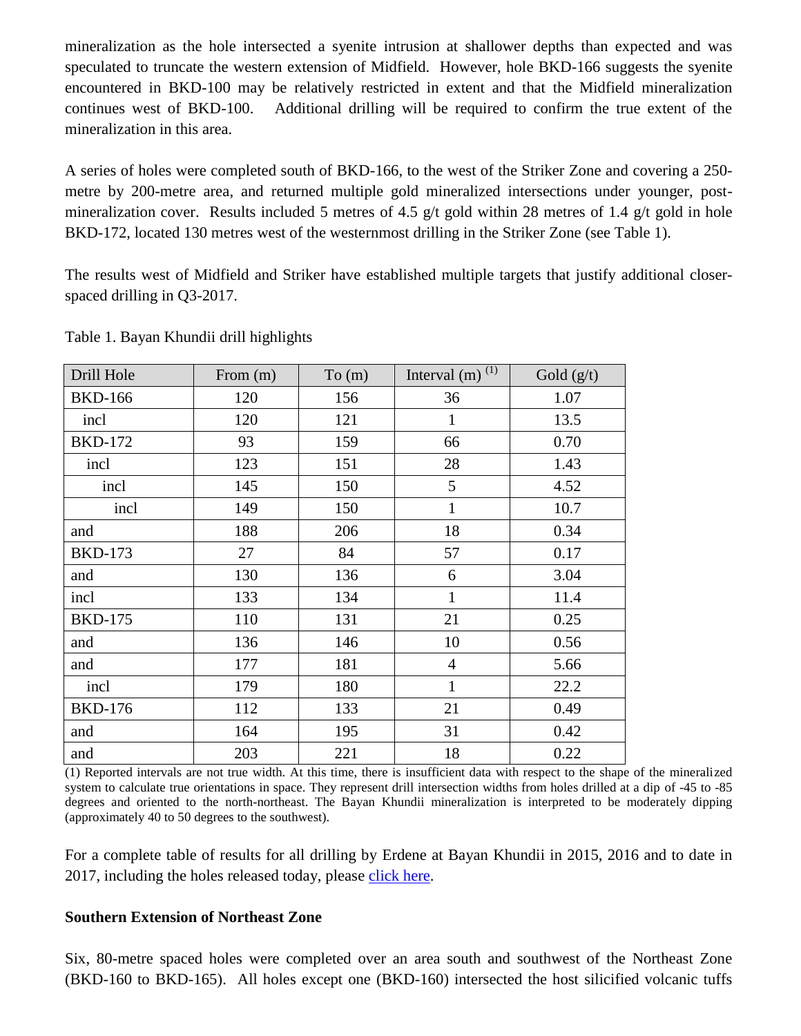mineralization as the hole intersected a syenite intrusion at shallower depths than expected and was speculated to truncate the western extension of Midfield. However, hole BKD-166 suggests the syenite encountered in BKD-100 may be relatively restricted in extent and that the Midfield mineralization continues west of BKD-100. Additional drilling will be required to confirm the true extent of the mineralization in this area.

A series of holes were completed south of BKD-166, to the west of the Striker Zone and covering a 250-metre by 200-metre area, and returned multiple gold mineralized intersections under younger, post-mineralization cover. Results included 5 metres of 4.5 g/t gold within 28 metres of 1.4 g/t gold in hole BKD-172, located 130 metres west of the westernmost drilling in the Striker Zone (see Table 1).

The results west of Midfield and Striker have established multiple targets that justify additional closer-spaced drilling in Q3-2017.

Table 1. Bayan Khundii drill highlights

| Drill Hole | From (m) | To (m) | Interval (m) (1) | Gold (g/t) |
|---|---|---|---|---|
| BKD-166 | 120 | 156 | 36 | 1.07 |
| incl | 120 | 121 | 1 | 13.5 |
| BKD-172 | 93 | 159 | 66 | 0.70 |
| incl | 123 | 151 | 28 | 1.43 |
| incl | 145 | 150 | 5 | 4.52 |
| incl | 149 | 150 | 1 | 10.7 |
| and | 188 | 206 | 18 | 0.34 |
| BKD-173 | 27 | 84 | 57 | 0.17 |
| and | 130 | 136 | 6 | 3.04 |
| incl | 133 | 134 | 1 | 11.4 |
| BKD-175 | 110 | 131 | 21 | 0.25 |
| and | 136 | 146 | 10 | 0.56 |
| and | 177 | 181 | 4 | 5.66 |
| incl | 179 | 180 | 1 | 22.2 |
| BKD-176 | 112 | 133 | 21 | 0.49 |
| and | 164 | 195 | 31 | 0.42 |
| and | 203 | 221 | 18 | 0.22 |

(1) Reported intervals are not true width. At this time, there is insufficient data with respect to the shape of the mineralized system to calculate true orientations in space. They represent drill intersection widths from holes drilled at a dip of -45 to -85 degrees and oriented to the north-northeast. The Bayan Khundii mineralization is interpreted to be moderately dipping (approximately 40 to 50 degrees to the southwest).

For a complete table of results for all drilling by Erdene at Bayan Khundii in 2015, 2016 and to date in 2017, including the holes released today, please click here.

**Southern Extension of Northeast Zone**

Six, 80-metre spaced holes were completed over an area south and southwest of the Northeast Zone (BKD-160 to BKD-165). All holes except one (BKD-160) intersected the host silicified volcanic tuffs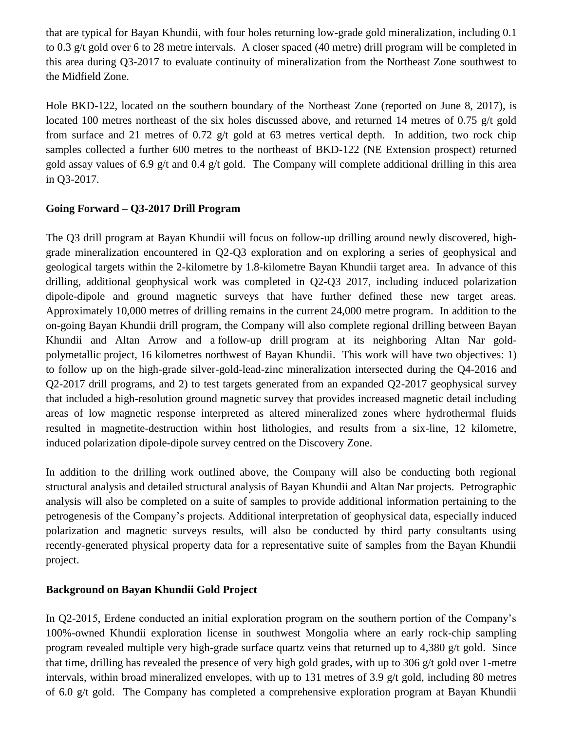that are typical for Bayan Khundii, with four holes returning low-grade gold mineralization, including 0.1 to 0.3 g/t gold over 6 to 28 metre intervals. A closer spaced (40 metre) drill program will be completed in this area during Q3-2017 to evaluate continuity of mineralization from the Northeast Zone southwest to the Midfield Zone.

Hole BKD-122, located on the southern boundary of the Northeast Zone (reported on June 8, 2017), is located 100 metres northeast of the six holes discussed above, and returned 14 metres of 0.75 g/t gold from surface and 21 metres of 0.72 g/t gold at 63 metres vertical depth. In addition, two rock chip samples collected a further 600 metres to the northeast of BKD-122 (NE Extension prospect) returned gold assay values of 6.9 g/t and 0.4 g/t gold. The Company will complete additional drilling in this area in Q3-2017.

**Going Forward – Q3-2017 Drill Program**

The Q3 drill program at Bayan Khundii will focus on follow-up drilling around newly discovered, high-grade mineralization encountered in Q2-Q3 exploration and on exploring a series of geophysical and geological targets within the 2-kilometre by 1.8-kilometre Bayan Khundii target area. In advance of this drilling, additional geophysical work was completed in Q2-Q3 2017, including induced polarization dipole-dipole and ground magnetic surveys that have further defined these new target areas. Approximately 10,000 metres of drilling remains in the current 24,000 metre program. In addition to the on-going Bayan Khundii drill program, the Company will also complete regional drilling between Bayan Khundii and Altan Arrow and a follow-up drill program at its neighboring Altan Nar gold-polymetallic project, 16 kilometres northwest of Bayan Khundii. This work will have two objectives: 1) to follow up on the high-grade silver-gold-lead-zinc mineralization intersected during the Q4-2016 and Q2-2017 drill programs, and 2) to test targets generated from an expanded Q2-2017 geophysical survey that included a high-resolution ground magnetic survey that provides increased magnetic detail including areas of low magnetic response interpreted as altered mineralized zones where hydrothermal fluids resulted in magnetite-destruction within host lithologies, and results from a six-line, 12 kilometre, induced polarization dipole-dipole survey centred on the Discovery Zone.

In addition to the drilling work outlined above, the Company will also be conducting both regional structural analysis and detailed structural analysis of Bayan Khundii and Altan Nar projects. Petrographic analysis will also be completed on a suite of samples to provide additional information pertaining to the petrogenesis of the Company's projects. Additional interpretation of geophysical data, especially induced polarization and magnetic surveys results, will also be conducted by third party consultants using recently-generated physical property data for a representative suite of samples from the Bayan Khundii project.

**Background on Bayan Khundii Gold Project**

In Q2-2015, Erdene conducted an initial exploration program on the southern portion of the Company's 100%-owned Khundii exploration license in southwest Mongolia where an early rock-chip sampling program revealed multiple very high-grade surface quartz veins that returned up to 4,380 g/t gold. Since that time, drilling has revealed the presence of very high gold grades, with up to 306 g/t gold over 1-metre intervals, within broad mineralized envelopes, with up to 131 metres of 3.9 g/t gold, including 80 metres of 6.0 g/t gold. The Company has completed a comprehensive exploration program at Bayan Khundii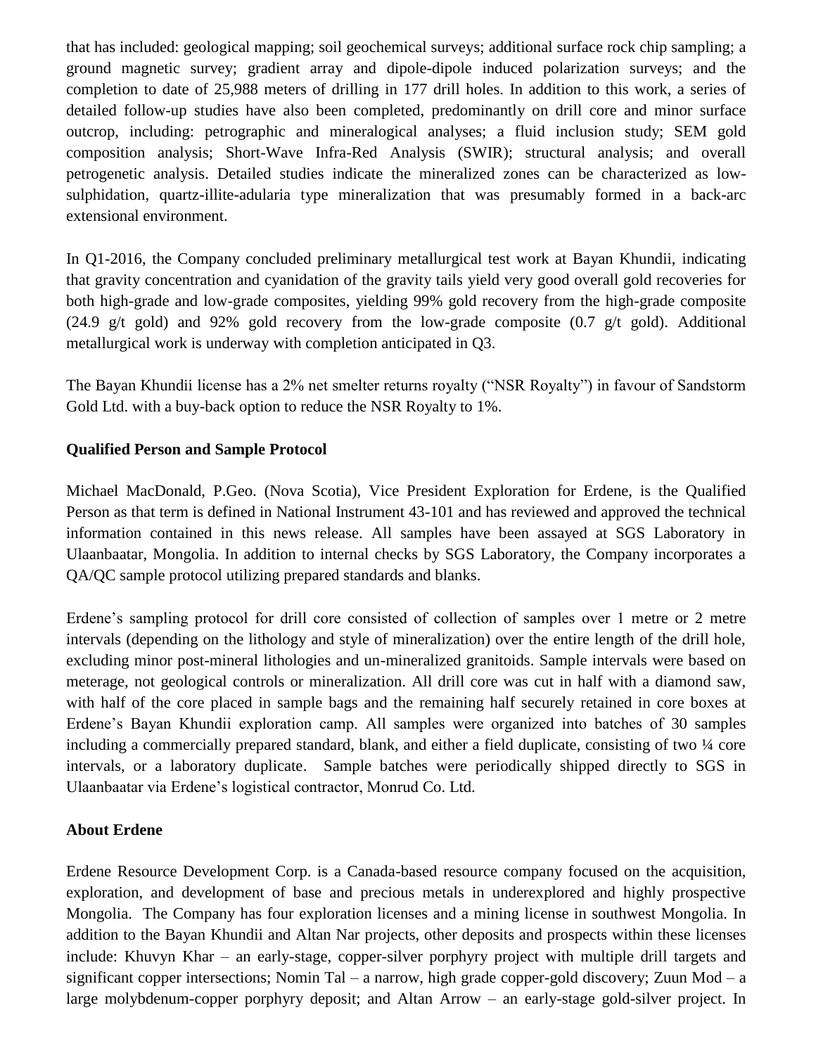that has included: geological mapping; soil geochemical surveys; additional surface rock chip sampling; a ground magnetic survey; gradient array and dipole-dipole induced polarization surveys; and the completion to date of 25,988 meters of drilling in 177 drill holes. In addition to this work, a series of detailed follow-up studies have also been completed, predominantly on drill core and minor surface outcrop, including: petrographic and mineralogical analyses; a fluid inclusion study; SEM gold composition analysis; Short-Wave Infra-Red Analysis (SWIR); structural analysis; and overall petrogenetic analysis. Detailed studies indicate the mineralized zones can be characterized as low-sulphidation, quartz-illite-adularia type mineralization that was presumably formed in a back-arc extensional environment.

In Q1-2016, the Company concluded preliminary metallurgical test work at Bayan Khundii, indicating that gravity concentration and cyanidation of the gravity tails yield very good overall gold recoveries for both high-grade and low-grade composites, yielding 99% gold recovery from the high-grade composite (24.9 g/t gold) and 92% gold recovery from the low-grade composite (0.7 g/t gold). Additional metallurgical work is underway with completion anticipated in Q3.

The Bayan Khundii license has a 2% net smelter returns royalty ("NSR Royalty") in favour of Sandstorm Gold Ltd. with a buy-back option to reduce the NSR Royalty to 1%.

**Qualified Person and Sample Protocol**

Michael MacDonald, P.Geo. (Nova Scotia), Vice President Exploration for Erdene, is the Qualified Person as that term is defined in National Instrument 43-101 and has reviewed and approved the technical information contained in this news release. All samples have been assayed at SGS Laboratory in Ulaanbaatar, Mongolia. In addition to internal checks by SGS Laboratory, the Company incorporates a QA/QC sample protocol utilizing prepared standards and blanks.

Erdene's sampling protocol for drill core consisted of collection of samples over 1 metre or 2 metre intervals (depending on the lithology and style of mineralization) over the entire length of the drill hole, excluding minor post-mineral lithologies and un-mineralized granitoids. Sample intervals were based on meterage, not geological controls or mineralization. All drill core was cut in half with a diamond saw, with half of the core placed in sample bags and the remaining half securely retained in core boxes at Erdene's Bayan Khundii exploration camp. All samples were organized into batches of 30 samples including a commercially prepared standard, blank, and either a field duplicate, consisting of two ¼ core intervals, or a laboratory duplicate. Sample batches were periodically shipped directly to SGS in Ulaanbaatar via Erdene's logistical contractor, Monrud Co. Ltd.

**About Erdene**

Erdene Resource Development Corp. is a Canada-based resource company focused on the acquisition, exploration, and development of base and precious metals in underexplored and highly prospective Mongolia. The Company has four exploration licenses and a mining license in southwest Mongolia. In addition to the Bayan Khundii and Altan Nar projects, other deposits and prospects within these licenses include: Khuvyn Khar – an early-stage, copper-silver porphyry project with multiple drill targets and significant copper intersections; Nomin Tal – a narrow, high grade copper-gold discovery; Zuun Mod – a large molybdenum-copper porphyry deposit; and Altan Arrow – an early-stage gold-silver project. In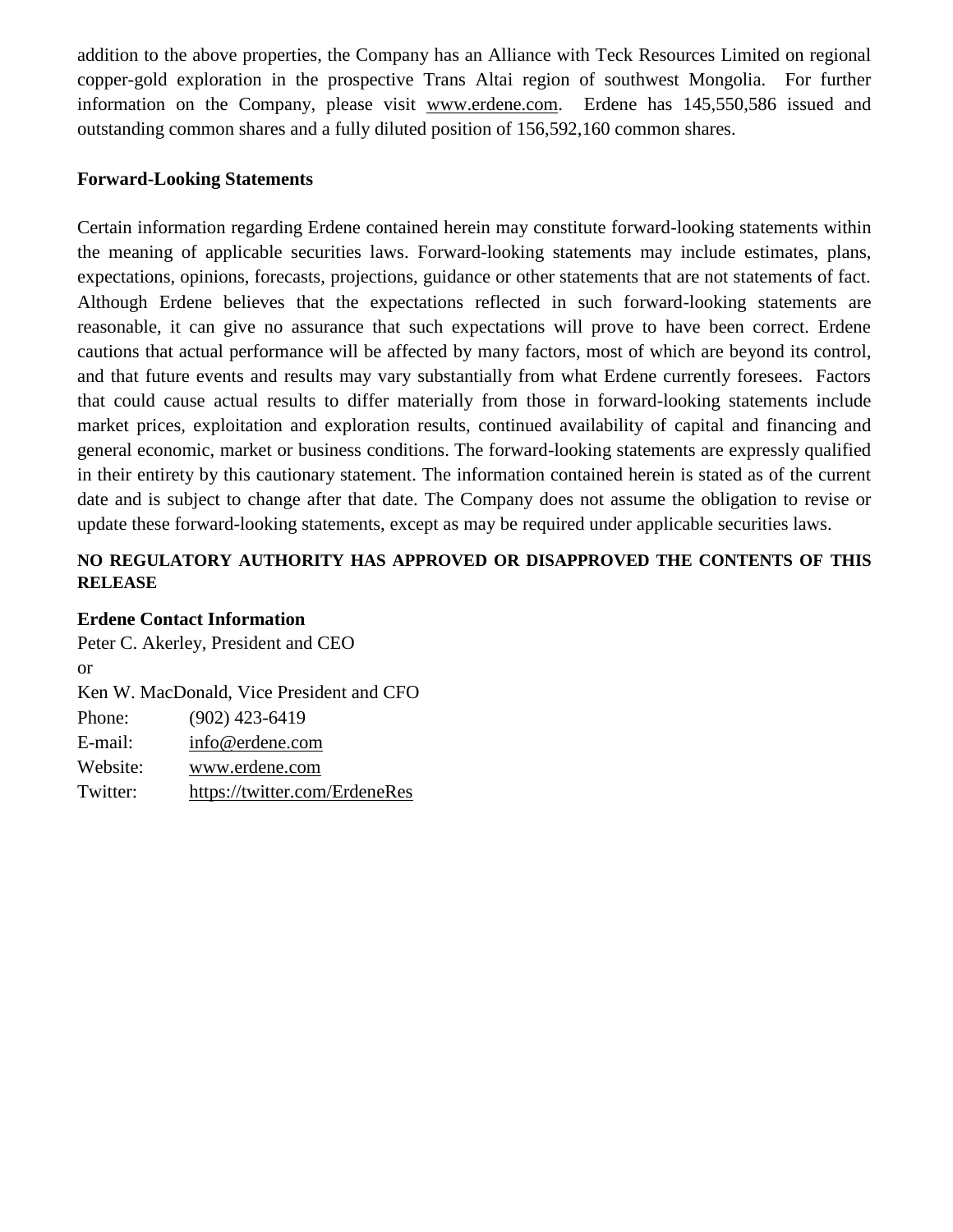addition to the above properties, the Company has an Alliance with Teck Resources Limited on regional copper-gold exploration in the prospective Trans Altai region of southwest Mongolia. For further information on the Company, please visit www.erdene.com. Erdene has 145,550,586 issued and outstanding common shares and a fully diluted position of 156,592,160 common shares.

**Forward-Looking Statements**

Certain information regarding Erdene contained herein may constitute forward-looking statements within the meaning of applicable securities laws. Forward-looking statements may include estimates, plans, expectations, opinions, forecasts, projections, guidance or other statements that are not statements of fact. Although Erdene believes that the expectations reflected in such forward-looking statements are reasonable, it can give no assurance that such expectations will prove to have been correct. Erdene cautions that actual performance will be affected by many factors, most of which are beyond its control, and that future events and results may vary substantially from what Erdene currently foresees. Factors that could cause actual results to differ materially from those in forward-looking statements include market prices, exploitation and exploration results, continued availability of capital and financing and general economic, market or business conditions. The forward-looking statements are expressly qualified in their entirety by this cautionary statement. The information contained herein is stated as of the current date and is subject to change after that date. The Company does not assume the obligation to revise or update these forward-looking statements, except as may be required under applicable securities laws.

**NO REGULATORY AUTHORITY HAS APPROVED OR DISAPPROVED THE CONTENTS OF THIS RELEASE**

**Erdene Contact Information**

Peter C. Akerley, President and CEO
or
Ken W. MacDonald, Vice President and CFO

Phone: (902) 423-6419
E-mail: info@erdene.com
Website: www.erdene.com
Twitter: https://twitter.com/ErdeneRes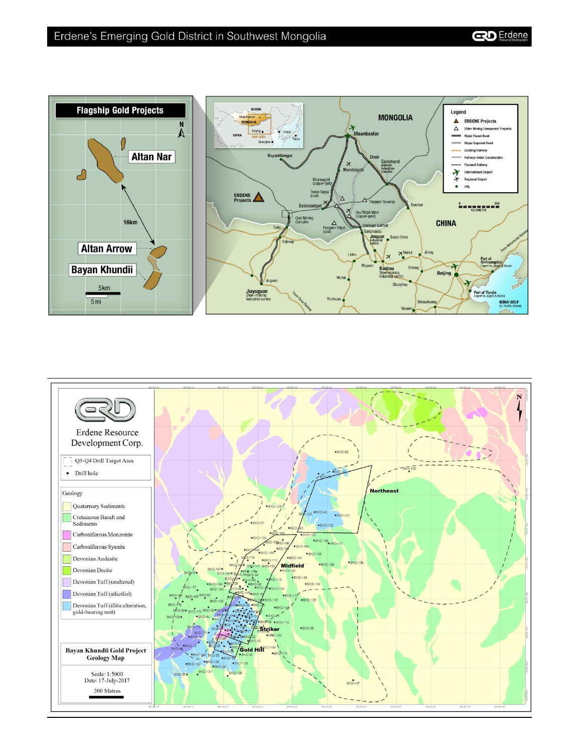## Erdene's Emerging Gold District in Southwest Mongolia

**Flagship Gold Projects**

Altan Nar

16km

Altan Arrow

Bayan Khundii

5km

5mi

MONGOLIA

CHINA

Legend

- ERDENE Projects
- Other Mining Companies' Projects
- Major Paved Road
- Major Unpaved Road
- Existing Railway
- Railway Under Construction
- Planned Railway
- International Airport
- Regional Airport
- City

Erdene Resource Development Corp.

- Q3-Q4 Drill Target Area
- Drill hole

Geology

- Quaternary Sediments
- Cretaceous Basalt and Sediments
- Carboniferous Monzonite
- Carboniferous Syenite
- Devonian Andesite
- Devonian Dacite
- Devonian Tuff (unaltered)
- Devonian Tuff (silicifed)
- Devonian Tuff (illite alteration, gold-bearing unit)

**Bayan Khundii Gold Project Geology Map**

Scale: 1:5000

Date: 17-July-2017

200 Metres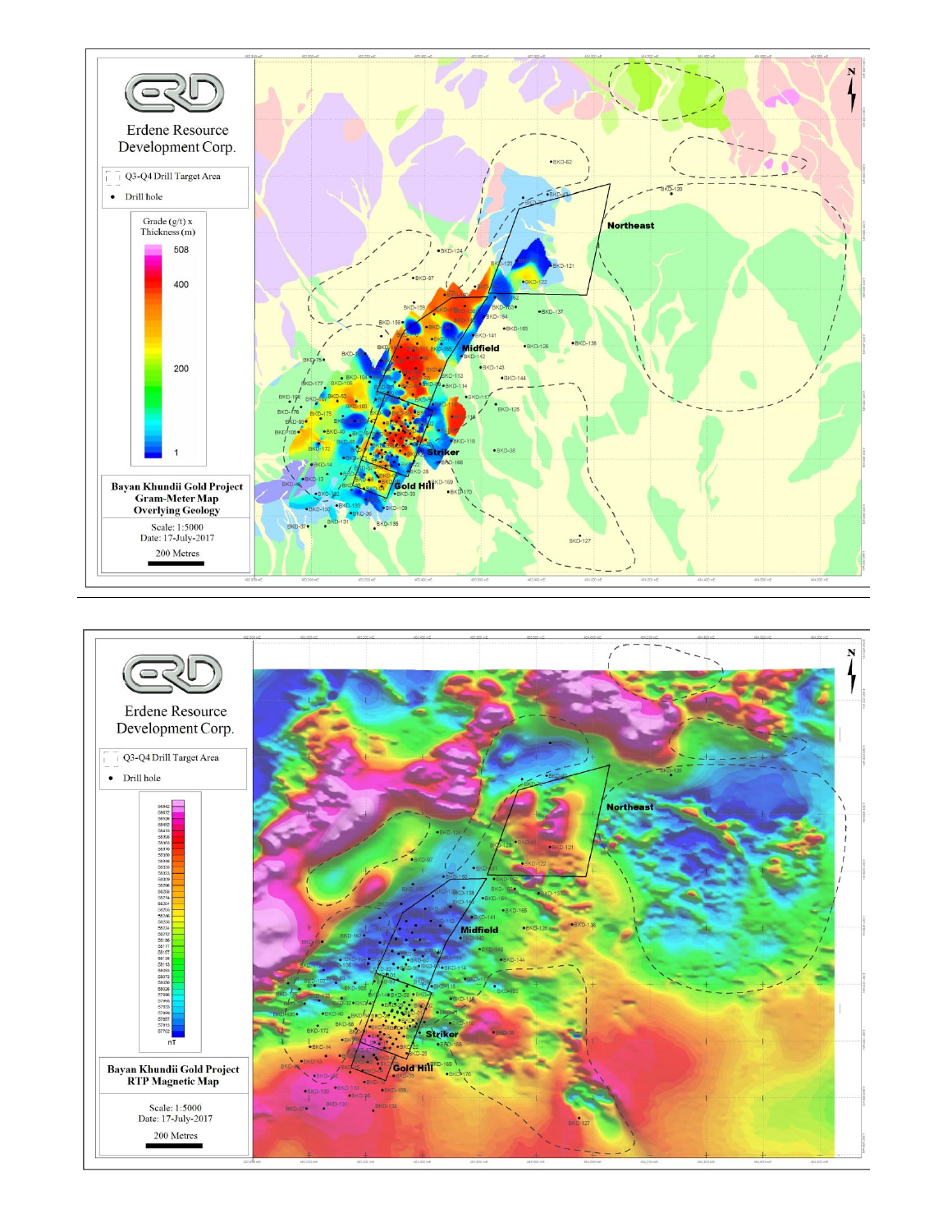Erdene Resource Development Corp.

Q3-Q4 Drill Target Area

Drill hole

Grade (g/t) x Thickness (m)

508

400

200

1

Bayan Khundii Gold Project Gram-Meter Map Overlying Geology

Scale: 1:5000

Date: 17-July-2017

200 Metres

Northeast

Midfield

Striker

Gold Hill

---

Erdene Resource Development Corp.

Q3-Q4 Drill Target Area

Drill hole

nT

Bayan Khundii Gold Project RTP Magnetic Map

Scale: 1:5000

Date: 17-July-2017

200 Metres

Northeast

Midfield

Striker

Gold Hill